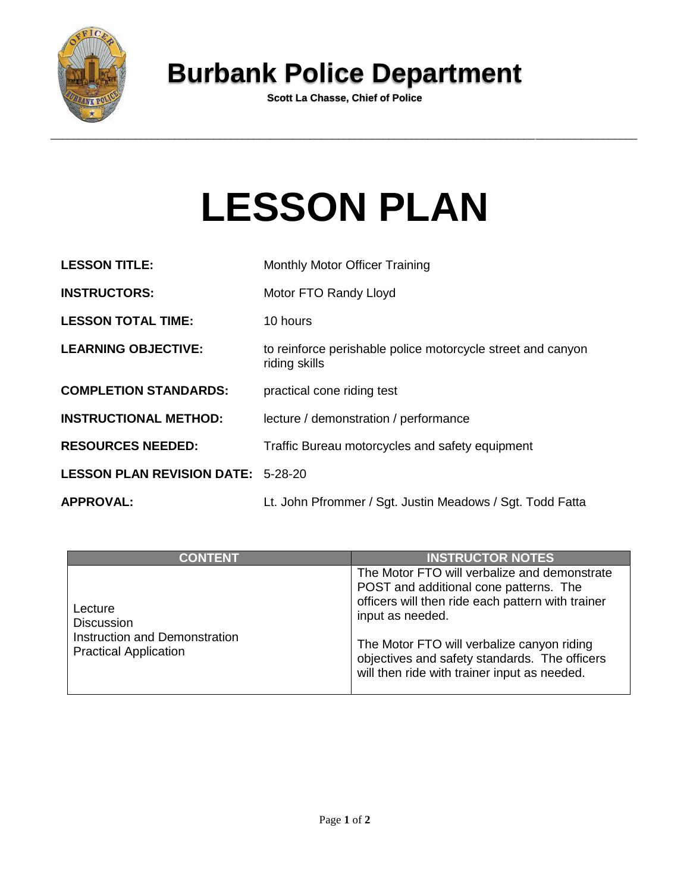# Burbank Police Department

**Scott La Chasse, Chief of Police**

---

# LESSON PLAN

**LESSON TITLE:** Monthly Motor Officer Training

**INSTRUCTORS:** Motor FTO Randy Lloyd

**LESSON TOTAL TIME:** 10 hours

**LEARNING OBJECTIVE:** to reinforce perishable police motorcycle street and canyon riding skills

**COMPLETION STANDARDS:** practical cone riding test

**INSTRUCTIONAL METHOD:** lecture / demonstration / performance

**RESOURCES NEEDED:** Traffic Bureau motorcycles and safety equipment

**LESSON PLAN REVISION DATE:** 5-28-20

**APPROVAL:** Lt. John Pfrommer / Sgt. Justin Meadows / Sgt. Todd Fatta

| CONTENT | INSTRUCTOR NOTES |
| --- | --- |
| Lecture<br>Discussion<br>Instruction and Demonstration<br>Practical Application | The Motor FTO will verbalize and demonstrate POST and additional cone patterns. The officers will then ride each pattern with trainer input as needed.<br><br>The Motor FTO will verbalize canyon riding objectives and safety standards. The officers will then ride with trainer input as needed. |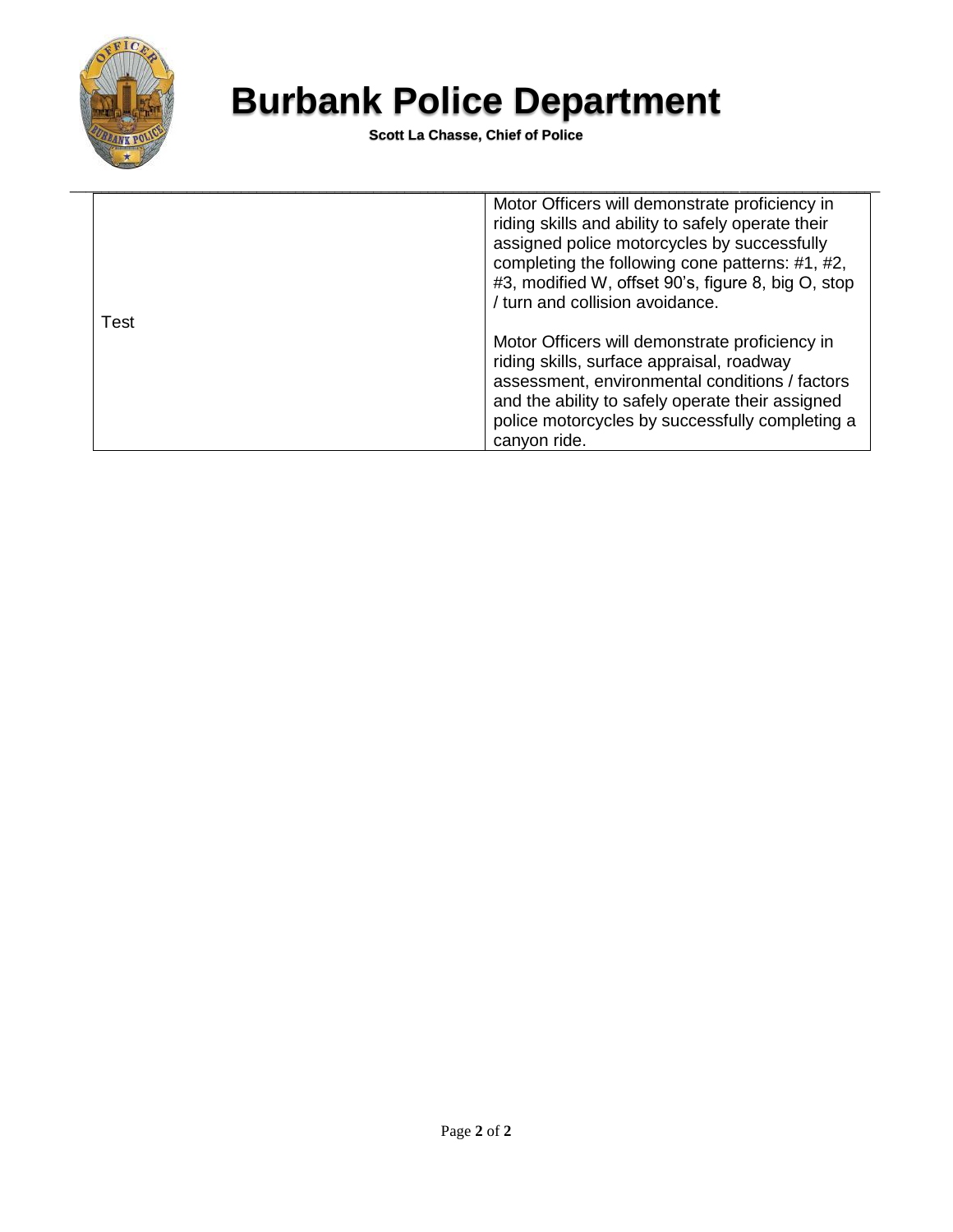| | |
|---|---|
| Test | Motor Officers will demonstrate proficiency in riding skills and ability to safely operate their assigned police motorcycles by successfully completing the following cone patterns: #1, #2, #3, modified W, offset 90's, figure 8, big O, stop / turn and collision avoidance.<br><br>Motor Officers will demonstrate proficiency in riding skills, surface appraisal, roadway assessment, environmental conditions / factors and the ability to safely operate their assigned police motorcycles by successfully completing a canyon ride. |